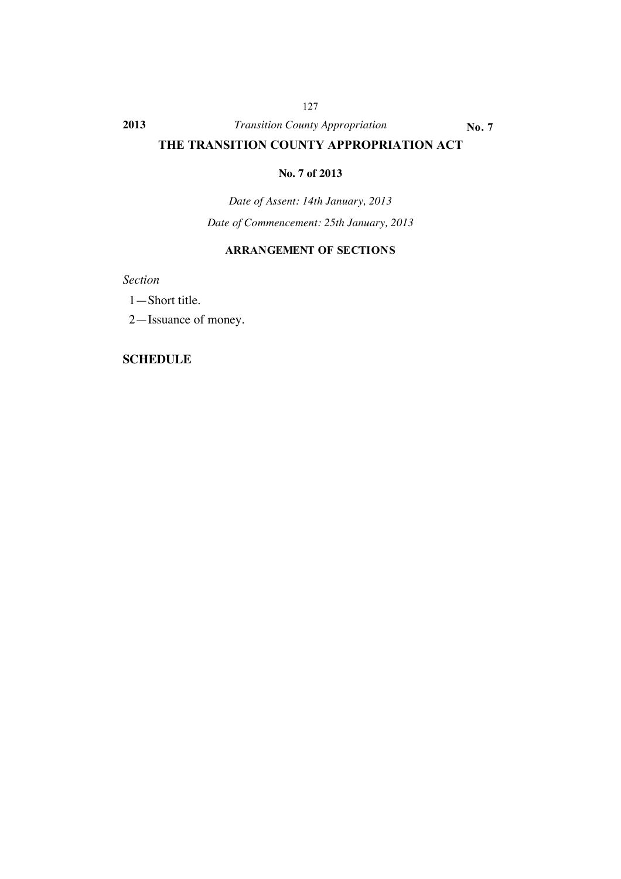# THE TRANSITION COUNTY APPROPRIATION ACT

**No. 7 of 2013**

*Date of Assent: 14th January, 2013*

*Date of Commencement: 25th January, 2013*

**ARRANGEMENT OF SECTIONS**

*Section*

1—Short title.

2—Issuance of money.

**SCHEDULE**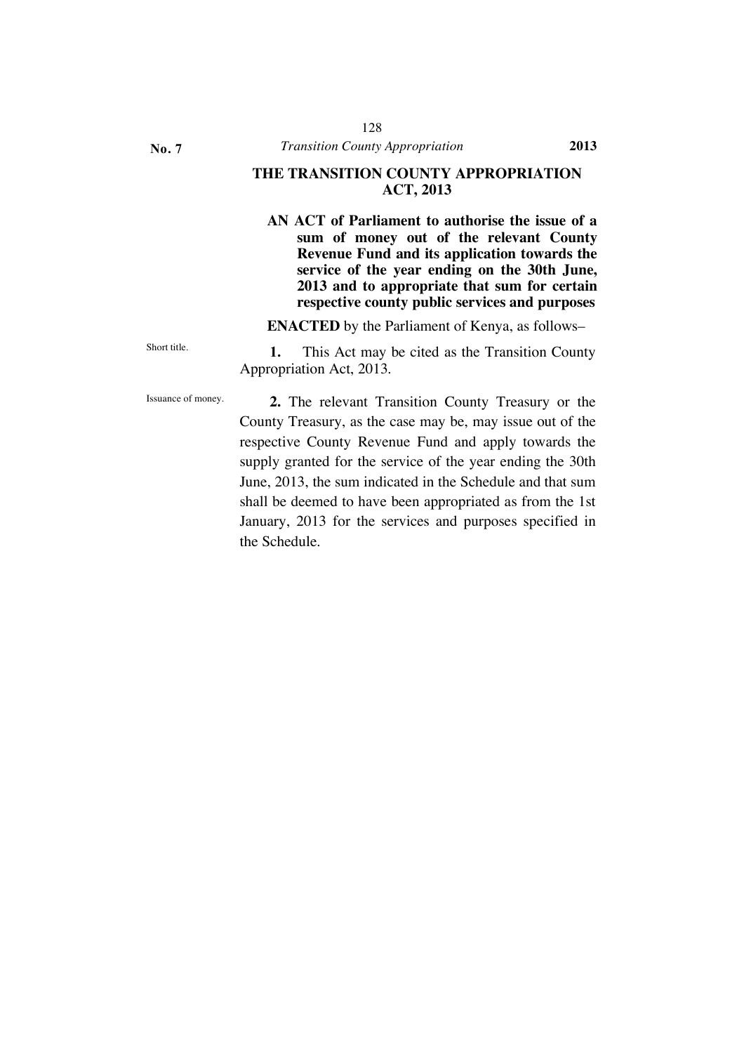# THE TRANSITION COUNTY APPROPRIATION ACT, 2013

**AN ACT of Parliament to authorise the issue of a sum of money out of the relevant County Revenue Fund and its application towards the service of the year ending on the 30th June, 2013 and to appropriate that sum for certain respective county public services and purposes**

**ENACTED** by the Parliament of Kenya, as follows–

Short title.

**1.** This Act may be cited as the Transition County Appropriation Act, 2013.

Issuance of money.

**2.** The relevant Transition County Treasury or the County Treasury, as the case may be, may issue out of the respective County Revenue Fund and apply towards the supply granted for the service of the year ending the 30th June, 2013, the sum indicated in the Schedule and that sum shall be deemed to have been appropriated as from the 1st January, 2013 for the services and purposes specified in the Schedule.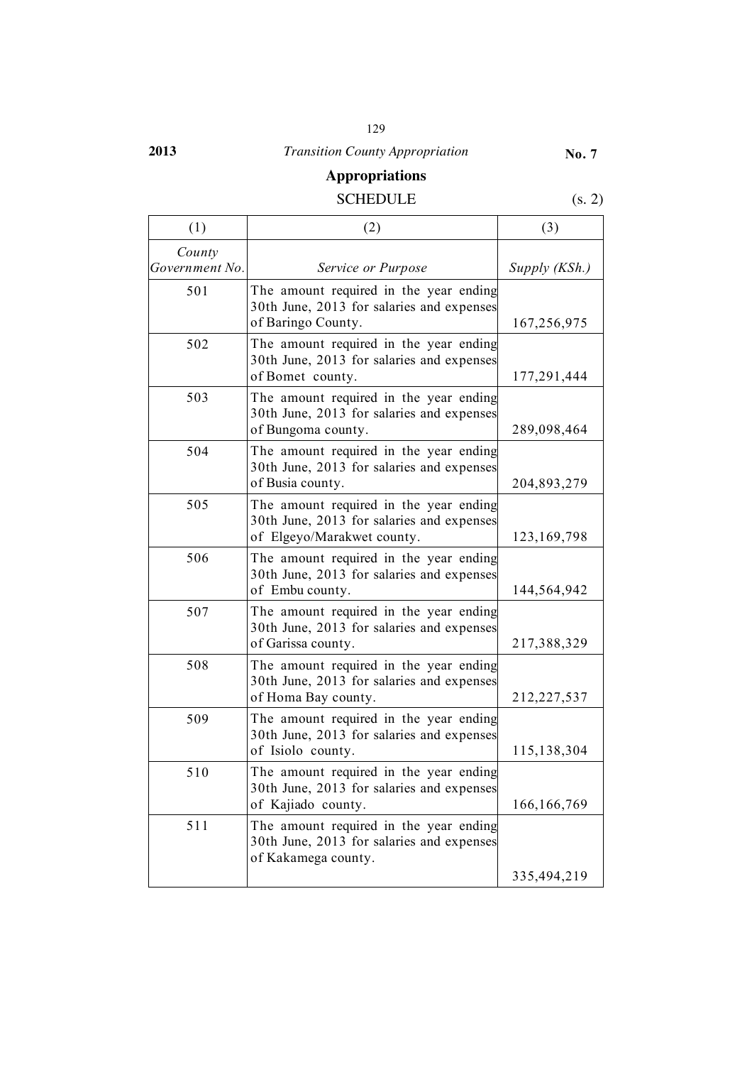## Appropriations

SCHEDULE (s. 2)

| (1) | (2) | (3) |
|---|---|---|
| *County Government No.* | *Service or Purpose* | *Supply (KSh.)* |
| 501 | The amount required in the year ending 30th June, 2013 for salaries and expenses of Baringo County. | 167,256,975 |
| 502 | The amount required in the year ending 30th June, 2013 for salaries and expenses of Bomet county. | 177,291,444 |
| 503 | The amount required in the year ending 30th June, 2013 for salaries and expenses of Bungoma county. | 289,098,464 |
| 504 | The amount required in the year ending 30th June, 2013 for salaries and expenses of Busia county. | 204,893,279 |
| 505 | The amount required in the year ending 30th June, 2013 for salaries and expenses of Elgeyo/Marakwet county. | 123,169,798 |
| 506 | The amount required in the year ending 30th June, 2013 for salaries and expenses of Embu county. | 144,564,942 |
| 507 | The amount required in the year ending 30th June, 2013 for salaries and expenses of Garissa county. | 217,388,329 |
| 508 | The amount required in the year ending 30th June, 2013 for salaries and expenses of Homa Bay county. | 212,227,537 |
| 509 | The amount required in the year ending 30th June, 2013 for salaries and expenses of Isiolo county. | 115,138,304 |
| 510 | The amount required in the year ending 30th June, 2013 for salaries and expenses of Kajiado county. | 166,166,769 |
| 511 | The amount required in the year ending 30th June, 2013 for salaries and expenses of Kakamega county. | 335,494,219 |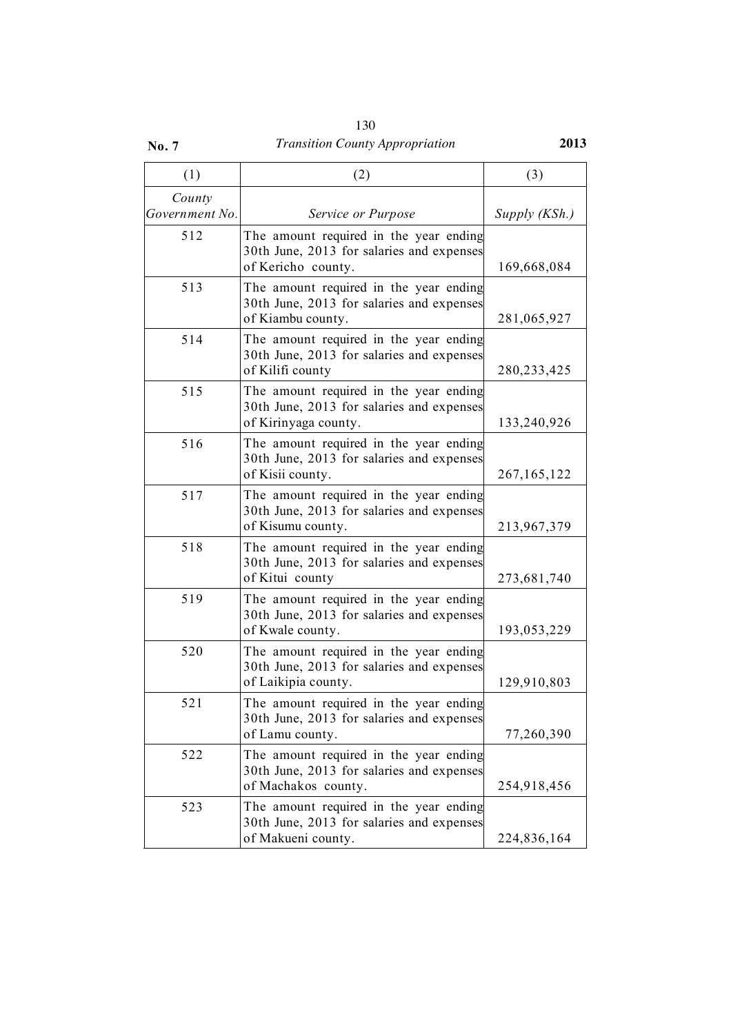| (1) | (2) | (3) |
|---|---|---|
| *County Government No.* | *Service or Purpose* | *Supply (KSh.)* |
| 512 | The amount required in the year ending 30th June, 2013 for salaries and expenses of Kericho county. | 169,668,084 |
| 513 | The amount required in the year ending 30th June, 2013 for salaries and expenses of Kiambu county. | 281,065,927 |
| 514 | The amount required in the year ending 30th June, 2013 for salaries and expenses of Kilifi county | 280,233,425 |
| 515 | The amount required in the year ending 30th June, 2013 for salaries and expenses of Kirinyaga county. | 133,240,926 |
| 516 | The amount required in the year ending 30th June, 2013 for salaries and expenses of Kisii county. | 267,165,122 |
| 517 | The amount required in the year ending 30th June, 2013 for salaries and expenses of Kisumu county. | 213,967,379 |
| 518 | The amount required in the year ending 30th June, 2013 for salaries and expenses of Kitui county | 273,681,740 |
| 519 | The amount required in the year ending 30th June, 2013 for salaries and expenses of Kwale county. | 193,053,229 |
| 520 | The amount required in the year ending 30th June, 2013 for salaries and expenses of Laikipia county. | 129,910,803 |
| 521 | The amount required in the year ending 30th June, 2013 for salaries and expenses of Lamu county. | 77,260,390 |
| 522 | The amount required in the year ending 30th June, 2013 for salaries and expenses of Machakos county. | 254,918,456 |
| 523 | The amount required in the year ending 30th June, 2013 for salaries and expenses of Makueni county. | 224,836,164 |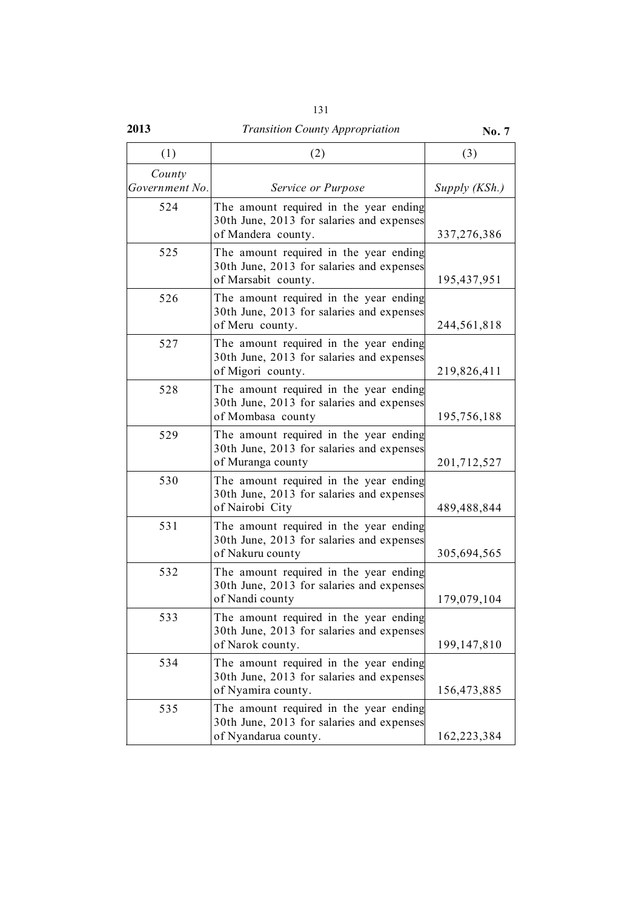| (1) | (2) | (3) |
|---|---|---|
| *County Government No.* | *Service or Purpose* | *Supply (KSh.)* |
| 524 | The amount required in the year ending 30th June, 2013 for salaries and expenses of Mandera county. | 337,276,386 |
| 525 | The amount required in the year ending 30th June, 2013 for salaries and expenses of Marsabit county. | 195,437,951 |
| 526 | The amount required in the year ending 30th June, 2013 for salaries and expenses of Meru county. | 244,561,818 |
| 527 | The amount required in the year ending 30th June, 2013 for salaries and expenses of Migori county. | 219,826,411 |
| 528 | The amount required in the year ending 30th June, 2013 for salaries and expenses of Mombasa county | 195,756,188 |
| 529 | The amount required in the year ending 30th June, 2013 for salaries and expenses of Muranga county | 201,712,527 |
| 530 | The amount required in the year ending 30th June, 2013 for salaries and expenses of Nairobi City | 489,488,844 |
| 531 | The amount required in the year ending 30th June, 2013 for salaries and expenses of Nakuru county | 305,694,565 |
| 532 | The amount required in the year ending 30th June, 2013 for salaries and expenses of Nandi county | 179,079,104 |
| 533 | The amount required in the year ending 30th June, 2013 for salaries and expenses of Narok county. | 199,147,810 |
| 534 | The amount required in the year ending 30th June, 2013 for salaries and expenses of Nyamira county. | 156,473,885 |
| 535 | The amount required in the year ending 30th June, 2013 for salaries and expenses of Nyandarua county. | 162,223,384 |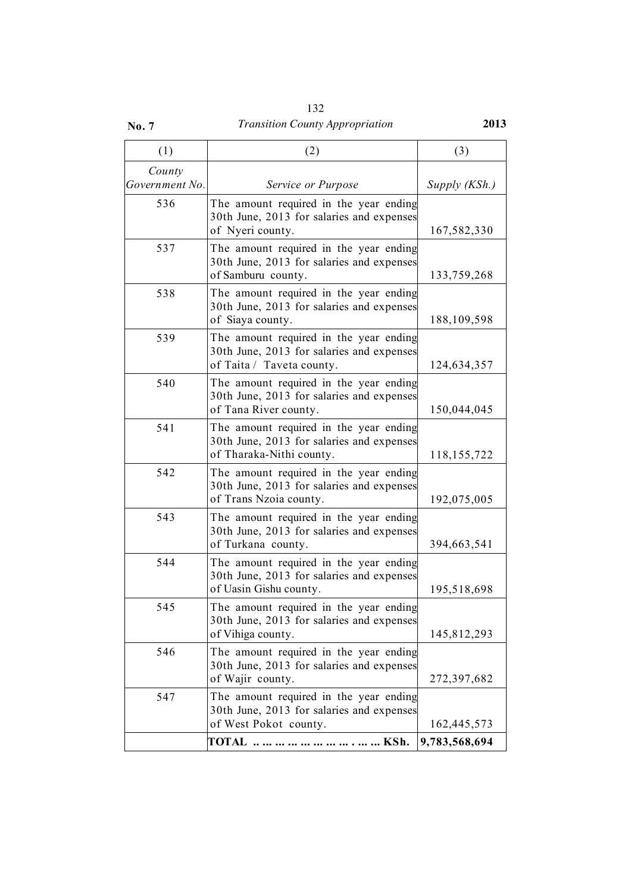| (1) | (2) | (3) |
|---|---|---|
| *County Government No.* | *Service or Purpose* | *Supply (KSh.)* |
| 536 | The amount required in the year ending 30th June, 2013 for salaries and expenses of Nyeri county. | 167,582,330 |
| 537 | The amount required in the year ending 30th June, 2013 for salaries and expenses of Samburu county. | 133,759,268 |
| 538 | The amount required in the year ending 30th June, 2013 for salaries and expenses of Siaya county. | 188,109,598 |
| 539 | The amount required in the year ending 30th June, 2013 for salaries and expenses of Taita / Taveta county. | 124,634,357 |
| 540 | The amount required in the year ending 30th June, 2013 for salaries and expenses of Tana River county. | 150,044,045 |
| 541 | The amount required in the year ending 30th June, 2013 for salaries and expenses of Tharaka-Nithi county. | 118,155,722 |
| 542 | The amount required in the year ending 30th June, 2013 for salaries and expenses of Trans Nzoia county. | 192,075,005 |
| 543 | The amount required in the year ending 30th June, 2013 for salaries and expenses of Turkana county. | 394,663,541 |
| 544 | The amount required in the year ending 30th June, 2013 for salaries and expenses of Uasin Gishu county. | 195,518,698 |
| 545 | The amount required in the year ending 30th June, 2013 for salaries and expenses of Vihiga county. | 145,812,293 |
| 546 | The amount required in the year ending 30th June, 2013 for salaries and expenses of Wajir county. | 272,397,682 |
| 547 | The amount required in the year ending 30th June, 2013 for salaries and expenses of West Pokot county. | 162,445,573 |
| | **TOTAL .. ... ... ... ... ... ... ... . ... ... KSh.** | **9,783,568,694** |